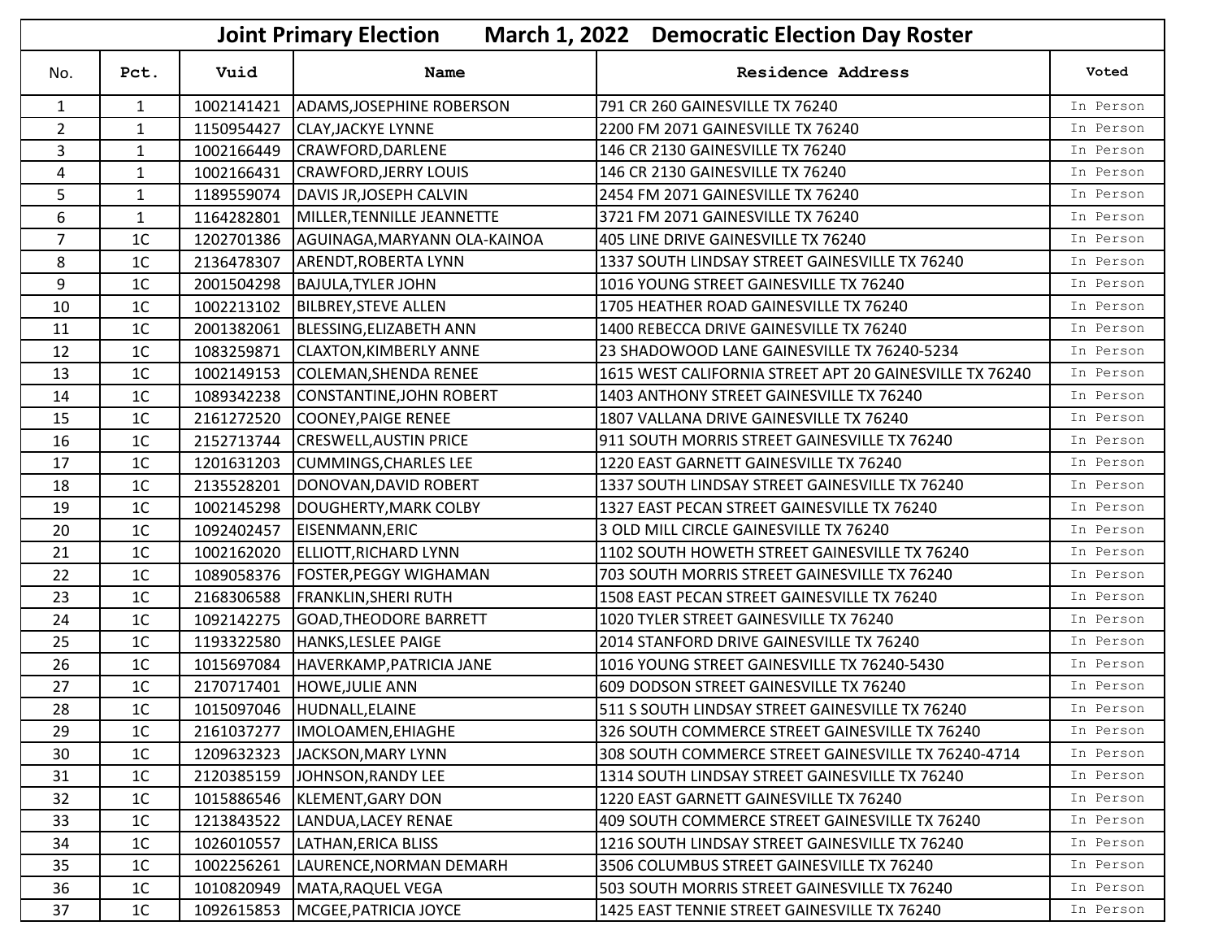# Joint Primary Election March 1, 2022 Democratic Election Day Roster

| No. | Pct. | Vuid | Name | Residence Address | Voted |
|---|---|---|---|---|---|
| 1 | 1 | 1002141421 | ADAMS,JOSEPHINE ROBERSON | 791 CR 260 GAINESVILLE TX 76240 | In Person |
| 2 | 1 | 1150954427 | CLAY,JACKYE LYNNE | 2200 FM 2071 GAINESVILLE TX 76240 | In Person |
| 3 | 1 | 1002166449 | CRAWFORD,DARLENE | 146 CR 2130 GAINESVILLE TX 76240 | In Person |
| 4 | 1 | 1002166431 | CRAWFORD,JERRY LOUIS | 146 CR 2130 GAINESVILLE TX 76240 | In Person |
| 5 | 1 | 1189559074 | DAVIS JR,JOSEPH CALVIN | 2454 FM 2071 GAINESVILLE TX 76240 | In Person |
| 6 | 1 | 1164282801 | MILLER,TENNILLE JEANNETTE | 3721 FM 2071 GAINESVILLE TX 76240 | In Person |
| 7 | 1C | 1202701386 | AGUINAGA,MARYANN OLA-KAINOA | 405 LINE DRIVE GAINESVILLE TX 76240 | In Person |
| 8 | 1C | 2136478307 | ARENDT,ROBERTA LYNN | 1337 SOUTH LINDSAY STREET GAINESVILLE TX 76240 | In Person |
| 9 | 1C | 2001504298 | BAJULA,TYLER JOHN | 1016 YOUNG STREET GAINESVILLE TX 76240 | In Person |
| 10 | 1C | 1002213102 | BILBREY,STEVE ALLEN | 1705 HEATHER ROAD GAINESVILLE TX 76240 | In Person |
| 11 | 1C | 2001382061 | BLESSING,ELIZABETH ANN | 1400 REBECCA DRIVE GAINESVILLE TX 76240 | In Person |
| 12 | 1C | 1083259871 | CLAXTON,KIMBERLY ANNE | 23 SHADOWOOD LANE GAINESVILLE TX 76240-5234 | In Person |
| 13 | 1C | 1002149153 | COLEMAN,SHENDA RENEE | 1615 WEST CALIFORNIA STREET APT 20 GAINESVILLE TX 76240 | In Person |
| 14 | 1C | 1089342238 | CONSTANTINE,JOHN ROBERT | 1403 ANTHONY STREET GAINESVILLE TX 76240 | In Person |
| 15 | 1C | 2161272520 | COONEY,PAIGE RENEE | 1807 VALLANA DRIVE GAINESVILLE TX 76240 | In Person |
| 16 | 1C | 2152713744 | CRESWELL,AUSTIN PRICE | 911 SOUTH MORRIS STREET GAINESVILLE TX 76240 | In Person |
| 17 | 1C | 1201631203 | CUMMINGS,CHARLES LEE | 1220 EAST GARNETT GAINESVILLE TX 76240 | In Person |
| 18 | 1C | 2135528201 | DONOVAN,DAVID ROBERT | 1337 SOUTH LINDSAY STREET GAINESVILLE TX 76240 | In Person |
| 19 | 1C | 1002145298 | DOUGHERTY,MARK COLBY | 1327 EAST PECAN STREET GAINESVILLE TX 76240 | In Person |
| 20 | 1C | 1092402457 | EISENMANN,ERIC | 3 OLD MILL CIRCLE GAINESVILLE TX 76240 | In Person |
| 21 | 1C | 1002162020 | ELLIOTT,RICHARD LYNN | 1102 SOUTH HOWETH STREET GAINESVILLE TX 76240 | In Person |
| 22 | 1C | 1089058376 | FOSTER,PEGGY WIGHAMAN | 703 SOUTH MORRIS STREET GAINESVILLE TX 76240 | In Person |
| 23 | 1C | 2168306588 | FRANKLIN,SHERI RUTH | 1508 EAST PECAN STREET GAINESVILLE TX 76240 | In Person |
| 24 | 1C | 1092142275 | GOAD,THEODORE BARRETT | 1020 TYLER STREET GAINESVILLE TX 76240 | In Person |
| 25 | 1C | 1193322580 | HANKS,LESLEE PAIGE | 2014 STANFORD DRIVE GAINESVILLE TX 76240 | In Person |
| 26 | 1C | 1015697084 | HAVERKAMP,PATRICIA JANE | 1016 YOUNG STREET GAINESVILLE TX 76240-5430 | In Person |
| 27 | 1C | 2170717401 | HOWE,JULIE ANN | 609 DODSON STREET GAINESVILLE TX 76240 | In Person |
| 28 | 1C | 1015097046 | HUDNALL,ELAINE | 511 S SOUTH LINDSAY STREET GAINESVILLE TX 76240 | In Person |
| 29 | 1C | 2161037277 | IMOLOAMEN,EHIAGHE | 326 SOUTH COMMERCE STREET GAINESVILLE TX 76240 | In Person |
| 30 | 1C | 1209632323 | JACKSON,MARY LYNN | 308 SOUTH COMMERCE STREET GAINESVILLE TX 76240-4714 | In Person |
| 31 | 1C | 2120385159 | JOHNSON,RANDY LEE | 1314 SOUTH LINDSAY STREET GAINESVILLE TX 76240 | In Person |
| 32 | 1C | 1015886546 | KLEMENT,GARY DON | 1220 EAST GARNETT GAINESVILLE TX 76240 | In Person |
| 33 | 1C | 1213843522 | LANDUA,LACEY RENAE | 409 SOUTH COMMERCE STREET GAINESVILLE TX 76240 | In Person |
| 34 | 1C | 1026010557 | LATHAN,ERICA BLISS | 1216 SOUTH LINDSAY STREET GAINESVILLE TX 76240 | In Person |
| 35 | 1C | 1002256261 | LAURENCE,NORMAN DEMARH | 3506 COLUMBUS STREET GAINESVILLE TX 76240 | In Person |
| 36 | 1C | 1010820949 | MATA,RAQUEL VEGA | 503 SOUTH MORRIS STREET GAINESVILLE TX 76240 | In Person |
| 37 | 1C | 1092615853 | MCGEE,PATRICIA JOYCE | 1425 EAST TENNIE STREET GAINESVILLE TX 76240 | In Person |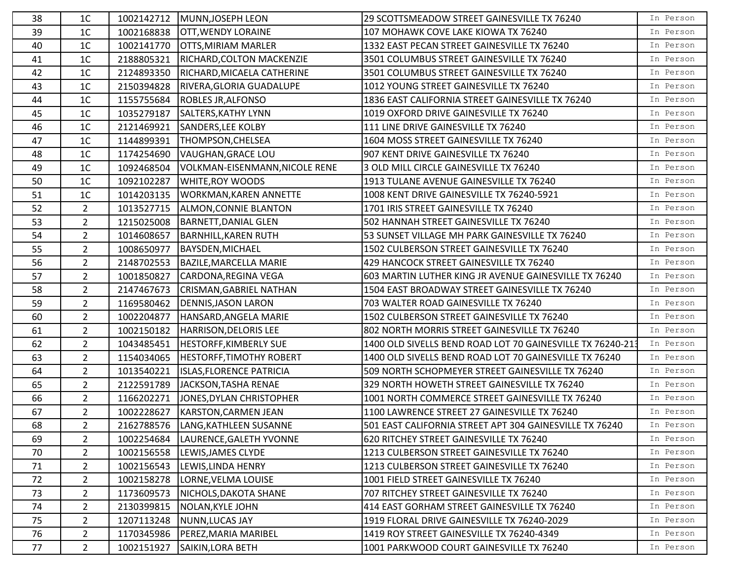| 38 | 1C | 1002142712 | MUNN,JOSEPH LEON | 29 SCOTTSMEADOW STREET GAINESVILLE TX 76240 | In Person |
|---|---|---|---|---|---|
| 39 | 1C | 1002168838 | OTT,WENDY LORAINE | 107 MOHAWK COVE LAKE KIOWA TX 76240 | In Person |
| 40 | 1C | 1002141770 | OTTS,MIRIAM MARLER | 1332 EAST PECAN STREET GAINESVILLE TX 76240 | In Person |
| 41 | 1C | 2188805321 | RICHARD,COLTON MACKENZIE | 3501 COLUMBUS STREET GAINESVILLE TX 76240 | In Person |
| 42 | 1C | 2124893350 | RICHARD,MICAELA CATHERINE | 3501 COLUMBUS STREET GAINESVILLE TX 76240 | In Person |
| 43 | 1C | 2150394828 | RIVERA,GLORIA GUADALUPE | 1012 YOUNG STREET GAINESVILLE TX 76240 | In Person |
| 44 | 1C | 1155755684 | ROBLES JR,ALFONSO | 1836 EAST CALIFORNIA STREET GAINESVILLE TX 76240 | In Person |
| 45 | 1C | 1035279187 | SALTERS,KATHY LYNN | 1019 OXFORD DRIVE GAINESVILLE TX 76240 | In Person |
| 46 | 1C | 2121469921 | SANDERS,LEE KOLBY | 111 LINE DRIVE GAINESVILLE TX 76240 | In Person |
| 47 | 1C | 1144899391 | THOMPSON,CHELSEA | 1604 MOSS STREET GAINESVILLE TX 76240 | In Person |
| 48 | 1C | 1174254690 | VAUGHAN,GRACE LOU | 907 KENT DRIVE GAINESVILLE TX 76240 | In Person |
| 49 | 1C | 1092468504 | VOLKMAN-EISENMANN,NICOLE RENE | 3 OLD MILL CIRCLE GAINESVILLE TX 76240 | In Person |
| 50 | 1C | 1092102287 | WHITE,ROY WOODS | 1913 TULANE AVENUE GAINESVILLE TX 76240 | In Person |
| 51 | 1C | 1014203135 | WORKMAN,KAREN ANNETTE | 1008 KENT DRIVE GAINESVILLE TX 76240-5921 | In Person |
| 52 | 2 | 1013527715 | ALMON,CONNIE BLANTON | 1701 IRIS STREET GAINESVILLE TX 76240 | In Person |
| 53 | 2 | 1215025008 | BARNETT,DANIAL GLEN | 502 HANNAH STREET GAINESVILLE TX 76240 | In Person |
| 54 | 2 | 1014608657 | BARNHILL,KAREN RUTH | 53 SUNSET VILLAGE MH PARK GAINESVILLE TX 76240 | In Person |
| 55 | 2 | 1008650977 | BAYSDEN,MICHAEL | 1502 CULBERSON STREET GAINESVILLE TX 76240 | In Person |
| 56 | 2 | 2148702553 | BAZILE,MARCELLA MARIE | 429 HANCOCK STREET GAINESVILLE TX 76240 | In Person |
| 57 | 2 | 1001850827 | CARDONA,REGINA VEGA | 603 MARTIN LUTHER KING JR AVENUE GAINESVILLE TX 76240 | In Person |
| 58 | 2 | 2147467673 | CRISMAN,GABRIEL NATHAN | 1504 EAST BROADWAY STREET GAINESVILLE TX 76240 | In Person |
| 59 | 2 | 1169580462 | DENNIS,JASON LARON | 703 WALTER ROAD GAINESVILLE TX 76240 | In Person |
| 60 | 2 | 1002204877 | HANSARD,ANGELA MARIE | 1502 CULBERSON STREET GAINESVILLE TX 76240 | In Person |
| 61 | 2 | 1002150182 | HARRISON,DELORIS LEE | 802 NORTH MORRIS STREET GAINESVILLE TX 76240 | In Person |
| 62 | 2 | 1043485451 | HESTORFF,KIMBERLY SUE | 1400 OLD SIVELLS BEND ROAD LOT 70 GAINESVILLE TX 76240-213 | In Person |
| 63 | 2 | 1154034065 | HESTORFF,TIMOTHY ROBERT | 1400 OLD SIVELLS BEND ROAD LOT 70 GAINESVILLE TX 76240 | In Person |
| 64 | 2 | 1013540221 | ISLAS,FLORENCE PATRICIA | 509 NORTH SCHOPMEYER STREET GAINESVILLE TX 76240 | In Person |
| 65 | 2 | 2122591789 | JACKSON,TASHA RENAE | 329 NORTH HOWETH STREET GAINESVILLE TX 76240 | In Person |
| 66 | 2 | 1166202271 | JONES,DYLAN CHRISTOPHER | 1001 NORTH COMMERCE STREET GAINESVILLE TX 76240 | In Person |
| 67 | 2 | 1002228627 | KARSTON,CARMEN JEAN | 1100 LAWRENCE STREET 27 GAINESVILLE TX 76240 | In Person |
| 68 | 2 | 2162788576 | LANG,KATHLEEN SUSANNE | 501 EAST CALIFORNIA STREET APT 304 GAINESVILLE TX 76240 | In Person |
| 69 | 2 | 1002254684 | LAURENCE,GALETH YVONNE | 620 RITCHEY STREET GAINESVILLE TX 76240 | In Person |
| 70 | 2 | 1002156558 | LEWIS,JAMES CLYDE | 1213 CULBERSON STREET GAINESVILLE TX 76240 | In Person |
| 71 | 2 | 1002156543 | LEWIS,LINDA HENRY | 1213 CULBERSON STREET GAINESVILLE TX 76240 | In Person |
| 72 | 2 | 1002158278 | LORNE,VELMA LOUISE | 1001 FIELD STREET GAINESVILLE TX 76240 | In Person |
| 73 | 2 | 1173609573 | NICHOLS,DAKOTA SHANE | 707 RITCHEY STREET GAINESVILLE TX 76240 | In Person |
| 74 | 2 | 2130399815 | NOLAN,KYLE JOHN | 414 EAST GORHAM STREET GAINESVILLE TX 76240 | In Person |
| 75 | 2 | 1207113248 | NUNN,LUCAS JAY | 1919 FLORAL DRIVE GAINESVILLE TX 76240-2029 | In Person |
| 76 | 2 | 1170345986 | PEREZ,MARIA MARIBEL | 1419 ROY STREET GAINESVILLE TX 76240-4349 | In Person |
| 77 | 2 | 1002151927 | SAIKIN,LORA BETH | 1001 PARKWOOD COURT GAINESVILLE TX 76240 | In Person |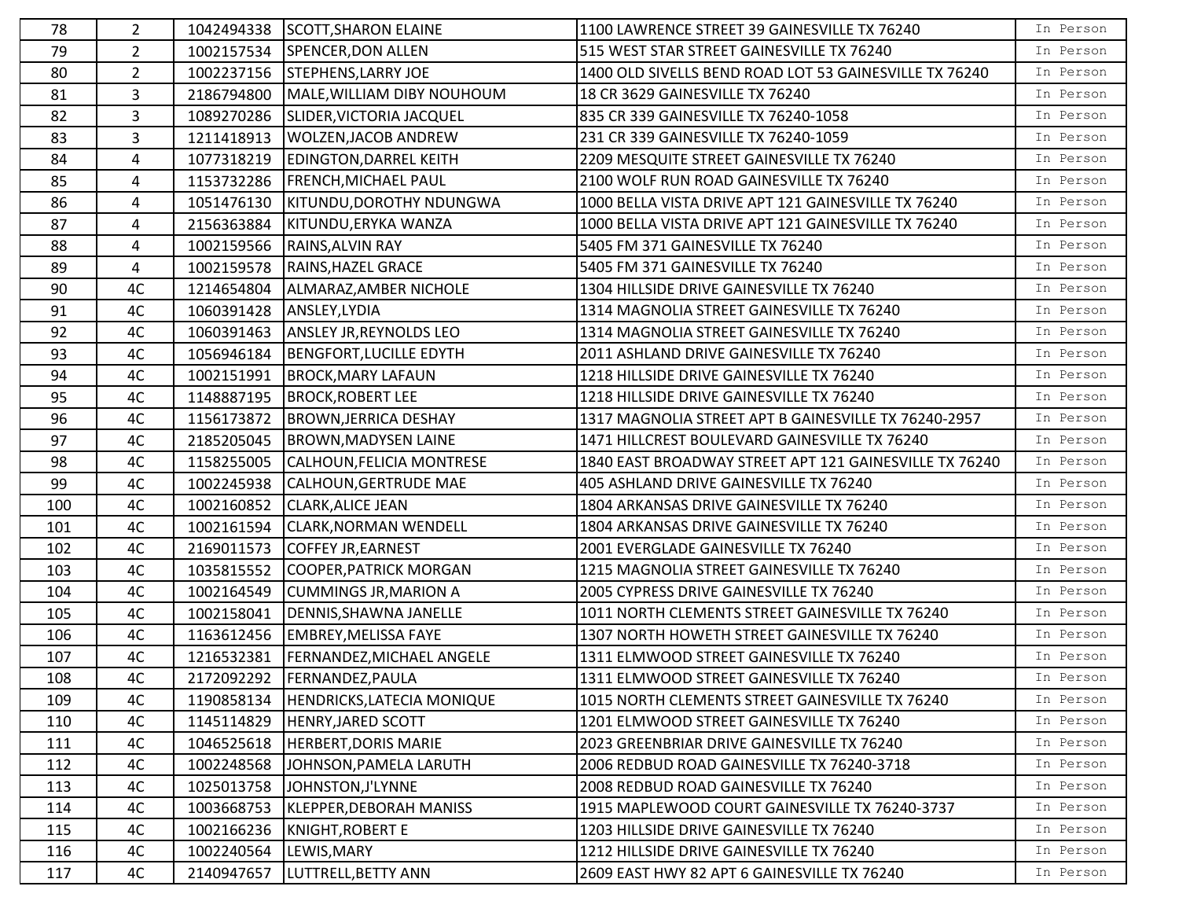| 78 | 2 | 1042494338 | SCOTT,SHARON ELAINE | 1100 LAWRENCE STREET 39 GAINESVILLE TX 76240 | In Person |
|---|---|---|---|---|---|
| 79 | 2 | 1002157534 | SPENCER,DON ALLEN | 515 WEST STAR STREET GAINESVILLE TX 76240 | In Person |
| 80 | 2 | 1002237156 | STEPHENS,LARRY JOE | 1400 OLD SIVELLS BEND ROAD LOT 53 GAINESVILLE TX 76240 | In Person |
| 81 | 3 | 2186794800 | MALE,WILLIAM DIBY NOUHOUM | 18 CR 3629 GAINESVILLE TX 76240 | In Person |
| 82 | 3 | 1089270286 | SLIDER,VICTORIA JACQUEL | 835 CR 339 GAINESVILLE TX 76240-1058 | In Person |
| 83 | 3 | 1211418913 | WOLZEN,JACOB ANDREW | 231 CR 339 GAINESVILLE TX 76240-1059 | In Person |
| 84 | 4 | 1077318219 | EDINGTON,DARREL KEITH | 2209 MESQUITE STREET GAINESVILLE TX 76240 | In Person |
| 85 | 4 | 1153732286 | FRENCH,MICHAEL PAUL | 2100 WOLF RUN ROAD GAINESVILLE TX 76240 | In Person |
| 86 | 4 | 1051476130 | KITUNDU,DOROTHY NDUNGWA | 1000 BELLA VISTA DRIVE APT 121 GAINESVILLE TX 76240 | In Person |
| 87 | 4 | 2156363884 | KITUNDU,ERYKA WANZA | 1000 BELLA VISTA DRIVE APT 121 GAINESVILLE TX 76240 | In Person |
| 88 | 4 | 1002159566 | RAINS,ALVIN RAY | 5405 FM 371 GAINESVILLE TX 76240 | In Person |
| 89 | 4 | 1002159578 | RAINS,HAZEL GRACE | 5405 FM 371 GAINESVILLE TX 76240 | In Person |
| 90 | 4C | 1214654804 | ALMARAZ,AMBER NICHOLE | 1304 HILLSIDE DRIVE GAINESVILLE TX 76240 | In Person |
| 91 | 4C | 1060391428 | ANSLEY,LYDIA | 1314 MAGNOLIA STREET GAINESVILLE TX 76240 | In Person |
| 92 | 4C | 1060391463 | ANSLEY JR,REYNOLDS LEO | 1314 MAGNOLIA STREET GAINESVILLE TX 76240 | In Person |
| 93 | 4C | 1056946184 | BENGFORT,LUCILLE EDYTH | 2011 ASHLAND DRIVE GAINESVILLE TX 76240 | In Person |
| 94 | 4C | 1002151991 | BROCK,MARY LAFAUN | 1218 HILLSIDE DRIVE GAINESVILLE TX 76240 | In Person |
| 95 | 4C | 1148887195 | BROCK,ROBERT LEE | 1218 HILLSIDE DRIVE GAINESVILLE TX 76240 | In Person |
| 96 | 4C | 1156173872 | BROWN,JERRICA DESHAY | 1317 MAGNOLIA STREET APT B GAINESVILLE TX 76240-2957 | In Person |
| 97 | 4C | 2185205045 | BROWN,MADYSEN LAINE | 1471 HILLCREST BOULEVARD GAINESVILLE TX 76240 | In Person |
| 98 | 4C | 1158255005 | CALHOUN,FELICIA MONTRESE | 1840 EAST BROADWAY STREET APT 121 GAINESVILLE TX 76240 | In Person |
| 99 | 4C | 1002245938 | CALHOUN,GERTRUDE MAE | 405 ASHLAND DRIVE GAINESVILLE TX 76240 | In Person |
| 100 | 4C | 1002160852 | CLARK,ALICE JEAN | 1804 ARKANSAS DRIVE GAINESVILLE TX 76240 | In Person |
| 101 | 4C | 1002161594 | CLARK,NORMAN WENDELL | 1804 ARKANSAS DRIVE GAINESVILLE TX 76240 | In Person |
| 102 | 4C | 2169011573 | COFFEY JR,EARNEST | 2001 EVERGLADE GAINESVILLE TX 76240 | In Person |
| 103 | 4C | 1035815552 | COOPER,PATRICK MORGAN | 1215 MAGNOLIA STREET GAINESVILLE TX 76240 | In Person |
| 104 | 4C | 1002164549 | CUMMINGS JR,MARION A | 2005 CYPRESS DRIVE GAINESVILLE TX 76240 | In Person |
| 105 | 4C | 1002158041 | DENNIS,SHAWNA JANELLE | 1011 NORTH CLEMENTS STREET GAINESVILLE TX 76240 | In Person |
| 106 | 4C | 1163612456 | EMBREY,MELISSA FAYE | 1307 NORTH HOWETH STREET GAINESVILLE TX 76240 | In Person |
| 107 | 4C | 1216532381 | FERNANDEZ,MICHAEL ANGELE | 1311 ELMWOOD STREET GAINESVILLE TX 76240 | In Person |
| 108 | 4C | 2172092292 | FERNANDEZ,PAULA | 1311 ELMWOOD STREET GAINESVILLE TX 76240 | In Person |
| 109 | 4C | 1190858134 | HENDRICKS,LATECIA MONIQUE | 1015 NORTH CLEMENTS STREET GAINESVILLE TX 76240 | In Person |
| 110 | 4C | 1145114829 | HENRY,JARED SCOTT | 1201 ELMWOOD STREET GAINESVILLE TX 76240 | In Person |
| 111 | 4C | 1046525618 | HERBERT,DORIS MARIE | 2023 GREENBRIAR DRIVE GAINESVILLE TX 76240 | In Person |
| 112 | 4C | 1002248568 | JOHNSON,PAMELA LARUTH | 2006 REDBUD ROAD GAINESVILLE TX 76240-3718 | In Person |
| 113 | 4C | 1025013758 | JOHNSTON,J'LYNNE | 2008 REDBUD ROAD GAINESVILLE TX 76240 | In Person |
| 114 | 4C | 1003668753 | KLEPPER,DEBORAH MANISS | 1915 MAPLEWOOD COURT GAINESVILLE TX 76240-3737 | In Person |
| 115 | 4C | 1002166236 | KNIGHT,ROBERT E | 1203 HILLSIDE DRIVE GAINESVILLE TX 76240 | In Person |
| 116 | 4C | 1002240564 | LEWIS,MARY | 1212 HILLSIDE DRIVE GAINESVILLE TX 76240 | In Person |
| 117 | 4C | 2140947657 | LUTTRELL,BETTY ANN | 2609 EAST HWY 82 APT 6 GAINESVILLE TX 76240 | In Person |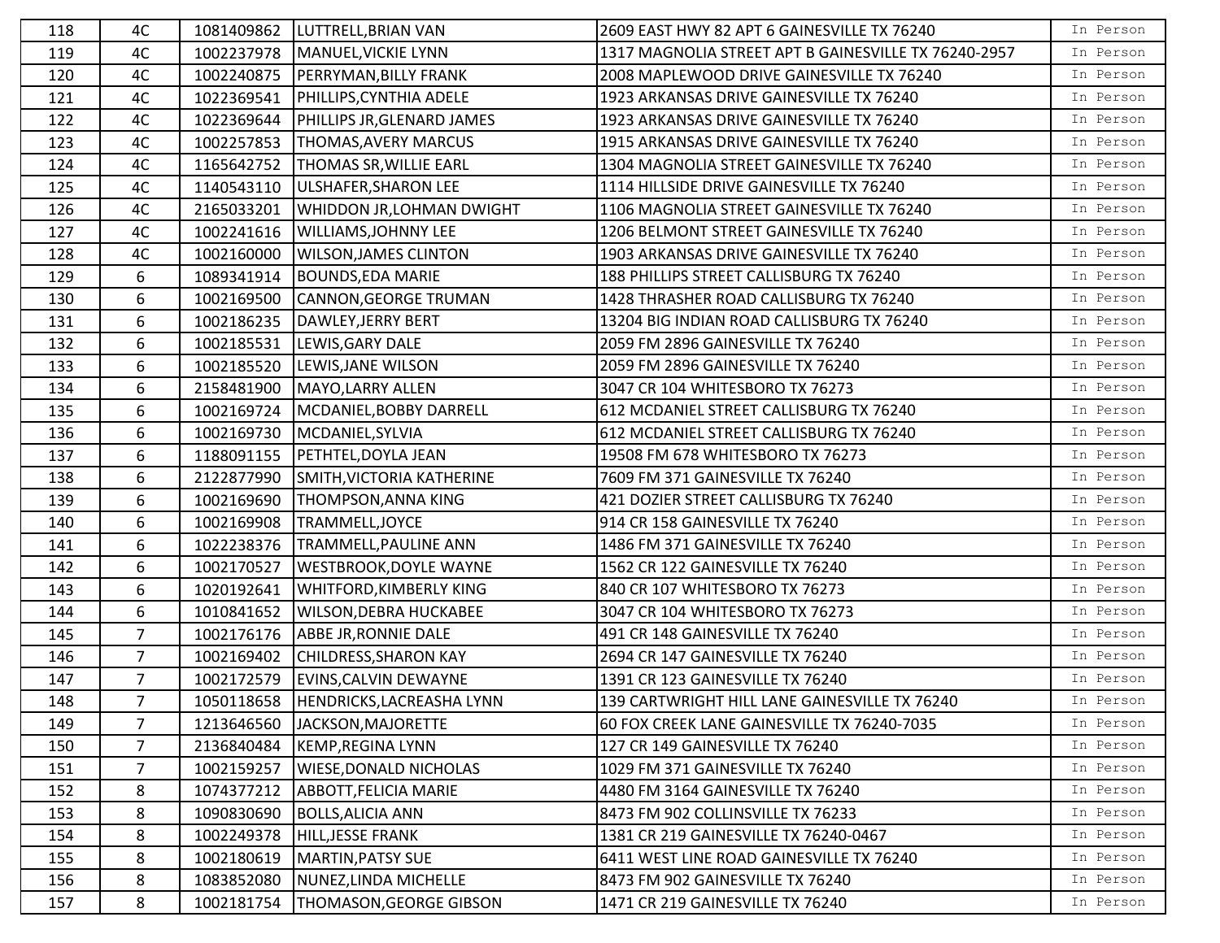| | | | | | |
|---|---|---|---|---|---|
| 118 | 4C | 1081409862 | LUTTRELL,BRIAN VAN | 2609 EAST HWY 82 APT 6 GAINESVILLE TX 76240 | In Person |
| 119 | 4C | 1002237978 | MANUEL,VICKIE LYNN | 1317 MAGNOLIA STREET APT B GAINESVILLE TX 76240-2957 | In Person |
| 120 | 4C | 1002240875 | PERRYMAN,BILLY FRANK | 2008 MAPLEWOOD DRIVE GAINESVILLE TX 76240 | In Person |
| 121 | 4C | 1022369541 | PHILLIPS,CYNTHIA ADELE | 1923 ARKANSAS DRIVE GAINESVILLE TX 76240 | In Person |
| 122 | 4C | 1022369644 | PHILLIPS JR,GLENARD JAMES | 1923 ARKANSAS DRIVE GAINESVILLE TX 76240 | In Person |
| 123 | 4C | 1002257853 | THOMAS,AVERY MARCUS | 1915 ARKANSAS DRIVE GAINESVILLE TX 76240 | In Person |
| 124 | 4C | 1165642752 | THOMAS SR,WILLIE EARL | 1304 MAGNOLIA STREET GAINESVILLE TX 76240 | In Person |
| 125 | 4C | 1140543110 | ULSHAFER,SHARON LEE | 1114 HILLSIDE DRIVE GAINESVILLE TX 76240 | In Person |
| 126 | 4C | 2165033201 | WHIDDON JR,LOHMAN DWIGHT | 1106 MAGNOLIA STREET GAINESVILLE TX 76240 | In Person |
| 127 | 4C | 1002241616 | WILLIAMS,JOHNNY LEE | 1206 BELMONT STREET GAINESVILLE TX 76240 | In Person |
| 128 | 4C | 1002160000 | WILSON,JAMES CLINTON | 1903 ARKANSAS DRIVE GAINESVILLE TX 76240 | In Person |
| 129 | 6 | 1089341914 | BOUNDS,EDA MARIE | 188 PHILLIPS STREET CALLISBURG TX 76240 | In Person |
| 130 | 6 | 1002169500 | CANNON,GEORGE TRUMAN | 1428 THRASHER ROAD CALLISBURG TX 76240 | In Person |
| 131 | 6 | 1002186235 | DAWLEY,JERRY BERT | 13204 BIG INDIAN ROAD CALLISBURG TX 76240 | In Person |
| 132 | 6 | 1002185531 | LEWIS,GARY DALE | 2059 FM 2896 GAINESVILLE TX 76240 | In Person |
| 133 | 6 | 1002185520 | LEWIS,JANE WILSON | 2059 FM 2896 GAINESVILLE TX 76240 | In Person |
| 134 | 6 | 2158481900 | MAYO,LARRY ALLEN | 3047 CR 104 WHITESBORO TX 76273 | In Person |
| 135 | 6 | 1002169724 | MCDANIEL,BOBBY DARRELL | 612 MCDANIEL STREET CALLISBURG TX 76240 | In Person |
| 136 | 6 | 1002169730 | MCDANIEL,SYLVIA | 612 MCDANIEL STREET CALLISBURG TX 76240 | In Person |
| 137 | 6 | 1188091155 | PETHTEL,DOYLA JEAN | 19508 FM 678 WHITESBORO TX 76273 | In Person |
| 138 | 6 | 2122877990 | SMITH,VICTORIA KATHERINE | 7609 FM 371 GAINESVILLE TX 76240 | In Person |
| 139 | 6 | 1002169690 | THOMPSON,ANNA KING | 421 DOZIER STREET CALLISBURG TX 76240 | In Person |
| 140 | 6 | 1002169908 | TRAMMELL,JOYCE | 914 CR 158 GAINESVILLE TX 76240 | In Person |
| 141 | 6 | 1022238376 | TRAMMELL,PAULINE ANN | 1486 FM 371 GAINESVILLE TX 76240 | In Person |
| 142 | 6 | 1002170527 | WESTBROOK,DOYLE WAYNE | 1562 CR 122 GAINESVILLE TX 76240 | In Person |
| 143 | 6 | 1020192641 | WHITFORD,KIMBERLY KING | 840 CR 107 WHITESBORO TX 76273 | In Person |
| 144 | 6 | 1010841652 | WILSON,DEBRA HUCKABEE | 3047 CR 104 WHITESBORO TX 76273 | In Person |
| 145 | 7 | 1002176176 | ABBE JR,RONNIE DALE | 491 CR 148 GAINESVILLE TX 76240 | In Person |
| 146 | 7 | 1002169402 | CHILDRESS,SHARON KAY | 2694 CR 147 GAINESVILLE TX 76240 | In Person |
| 147 | 7 | 1002172579 | EVINS,CALVIN DEWAYNE | 1391 CR 123 GAINESVILLE TX 76240 | In Person |
| 148 | 7 | 1050118658 | HENDRICKS,LACREASHA LYNN | 139 CARTWRIGHT HILL LANE GAINESVILLE TX 76240 | In Person |
| 149 | 7 | 1213646560 | JACKSON,MAJORETTE | 60 FOX CREEK LANE GAINESVILLE TX 76240-7035 | In Person |
| 150 | 7 | 2136840484 | KEMP,REGINA LYNN | 127 CR 149 GAINESVILLE TX 76240 | In Person |
| 151 | 7 | 1002159257 | WIESE,DONALD NICHOLAS | 1029 FM 371 GAINESVILLE TX 76240 | In Person |
| 152 | 8 | 1074377212 | ABBOTT,FELICIA MARIE | 4480 FM 3164 GAINESVILLE TX 76240 | In Person |
| 153 | 8 | 1090830690 | BOLLS,ALICIA ANN | 8473 FM 902 COLLINSVILLE TX 76233 | In Person |
| 154 | 8 | 1002249378 | HILL,JESSE FRANK | 1381 CR 219 GAINESVILLE TX 76240-0467 | In Person |
| 155 | 8 | 1002180619 | MARTIN,PATSY SUE | 6411 WEST LINE ROAD GAINESVILLE TX 76240 | In Person |
| 156 | 8 | 1083852080 | NUNEZ,LINDA MICHELLE | 8473 FM 902 GAINESVILLE TX 76240 | In Person |
| 157 | 8 | 1002181754 | THOMASON,GEORGE GIBSON | 1471 CR 219 GAINESVILLE TX 76240 | In Person |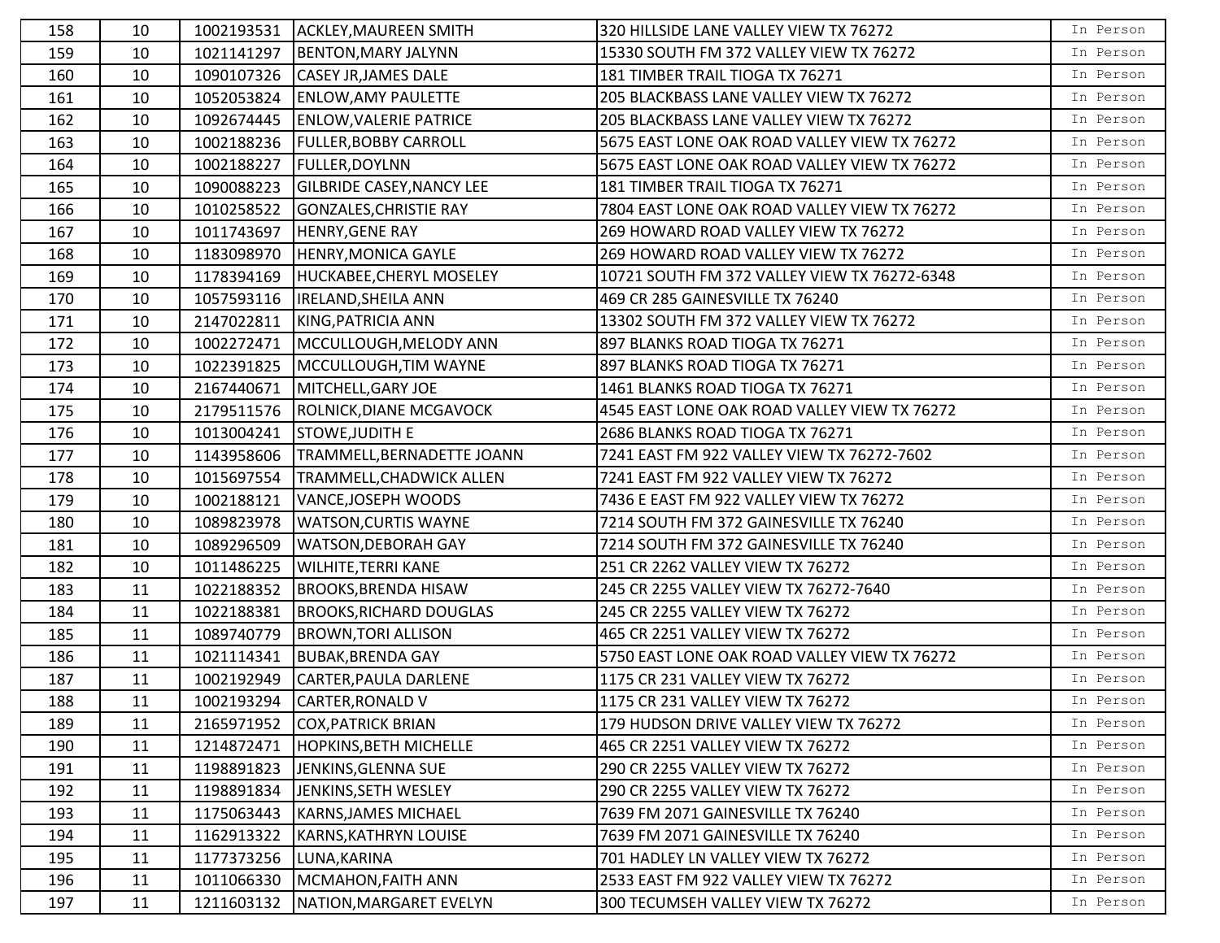| | | | | | |
|---|---|---|---|---|---|
| 158 | 10 | 1002193531 | ACKLEY,MAUREEN SMITH | 320 HILLSIDE LANE VALLEY VIEW TX 76272 | In Person |
| 159 | 10 | 1021141297 | BENTON,MARY JALYNN | 15330 SOUTH FM 372 VALLEY VIEW TX 76272 | In Person |
| 160 | 10 | 1090107326 | CASEY JR,JAMES DALE | 181 TIMBER TRAIL TIOGA TX 76271 | In Person |
| 161 | 10 | 1052053824 | ENLOW,AMY PAULETTE | 205 BLACKBASS LANE VALLEY VIEW TX 76272 | In Person |
| 162 | 10 | 1092674445 | ENLOW,VALERIE PATRICE | 205 BLACKBASS LANE VALLEY VIEW TX 76272 | In Person |
| 163 | 10 | 1002188236 | FULLER,BOBBY CARROLL | 5675 EAST LONE OAK ROAD VALLEY VIEW TX 76272 | In Person |
| 164 | 10 | 1002188227 | FULLER,DOYLNN | 5675 EAST LONE OAK ROAD VALLEY VIEW TX 76272 | In Person |
| 165 | 10 | 1090088223 | GILBRIDE CASEY,NANCY LEE | 181 TIMBER TRAIL TIOGA TX 76271 | In Person |
| 166 | 10 | 1010258522 | GONZALES,CHRISTIE RAY | 7804 EAST LONE OAK ROAD VALLEY VIEW TX 76272 | In Person |
| 167 | 10 | 1011743697 | HENRY,GENE RAY | 269 HOWARD ROAD VALLEY VIEW TX 76272 | In Person |
| 168 | 10 | 1183098970 | HENRY,MONICA GAYLE | 269 HOWARD ROAD VALLEY VIEW TX 76272 | In Person |
| 169 | 10 | 1178394169 | HUCKABEE,CHERYL MOSELEY | 10721 SOUTH FM 372 VALLEY VIEW TX 76272-6348 | In Person |
| 170 | 10 | 1057593116 | IRELAND,SHEILA ANN | 469 CR 285 GAINESVILLE TX 76240 | In Person |
| 171 | 10 | 2147022811 | KING,PATRICIA ANN | 13302 SOUTH FM 372 VALLEY VIEW TX 76272 | In Person |
| 172 | 10 | 1002272471 | MCCULLOUGH,MELODY ANN | 897 BLANKS ROAD TIOGA TX 76271 | In Person |
| 173 | 10 | 1022391825 | MCCULLOUGH,TIM WAYNE | 897 BLANKS ROAD TIOGA TX 76271 | In Person |
| 174 | 10 | 2167440671 | MITCHELL,GARY JOE | 1461 BLANKS ROAD TIOGA TX 76271 | In Person |
| 175 | 10 | 2179511576 | ROLNICK,DIANE MCGAVOCK | 4545 EAST LONE OAK ROAD VALLEY VIEW TX 76272 | In Person |
| 176 | 10 | 1013004241 | STOWE,JUDITH E | 2686 BLANKS ROAD TIOGA TX 76271 | In Person |
| 177 | 10 | 1143958606 | TRAMMELL,BERNADETTE JOANN | 7241 EAST FM 922 VALLEY VIEW TX 76272-7602 | In Person |
| 178 | 10 | 1015697554 | TRAMMELL,CHADWICK ALLEN | 7241 EAST FM 922 VALLEY VIEW TX 76272 | In Person |
| 179 | 10 | 1002188121 | VANCE,JOSEPH WOODS | 7436 E EAST FM 922 VALLEY VIEW TX 76272 | In Person |
| 180 | 10 | 1089823978 | WATSON,CURTIS WAYNE | 7214 SOUTH FM 372 GAINESVILLE TX 76240 | In Person |
| 181 | 10 | 1089296509 | WATSON,DEBORAH GAY | 7214 SOUTH FM 372 GAINESVILLE TX 76240 | In Person |
| 182 | 10 | 1011486225 | WILHITE,TERRI KANE | 251 CR 2262 VALLEY VIEW TX 76272 | In Person |
| 183 | 11 | 1022188352 | BROOKS,BRENDA HISAW | 245 CR 2255 VALLEY VIEW TX 76272-7640 | In Person |
| 184 | 11 | 1022188381 | BROOKS,RICHARD DOUGLAS | 245 CR 2255 VALLEY VIEW TX 76272 | In Person |
| 185 | 11 | 1089740779 | BROWN,TORI ALLISON | 465 CR 2251 VALLEY VIEW TX 76272 | In Person |
| 186 | 11 | 1021114341 | BUBAK,BRENDA GAY | 5750 EAST LONE OAK ROAD VALLEY VIEW TX 76272 | In Person |
| 187 | 11 | 1002192949 | CARTER,PAULA DARLENE | 1175 CR 231 VALLEY VIEW TX 76272 | In Person |
| 188 | 11 | 1002193294 | CARTER,RONALD V | 1175 CR 231 VALLEY VIEW TX 76272 | In Person |
| 189 | 11 | 2165971952 | COX,PATRICK BRIAN | 179 HUDSON DRIVE VALLEY VIEW TX 76272 | In Person |
| 190 | 11 | 1214872471 | HOPKINS,BETH MICHELLE | 465 CR 2251 VALLEY VIEW TX 76272 | In Person |
| 191 | 11 | 1198891823 | JENKINS,GLENNA SUE | 290 CR 2255 VALLEY VIEW TX 76272 | In Person |
| 192 | 11 | 1198891834 | JENKINS,SETH WESLEY | 290 CR 2255 VALLEY VIEW TX 76272 | In Person |
| 193 | 11 | 1175063443 | KARNS,JAMES MICHAEL | 7639 FM 2071 GAINESVILLE TX 76240 | In Person |
| 194 | 11 | 1162913322 | KARNS,KATHRYN LOUISE | 7639 FM 2071 GAINESVILLE TX 76240 | In Person |
| 195 | 11 | 1177373256 | LUNA,KARINA | 701 HADLEY LN VALLEY VIEW TX 76272 | In Person |
| 196 | 11 | 1011066330 | MCMAHON,FAITH ANN | 2533 EAST FM 922 VALLEY VIEW TX 76272 | In Person |
| 197 | 11 | 1211603132 | NATION,MARGARET EVELYN | 300 TECUMSEH VALLEY VIEW TX 76272 | In Person |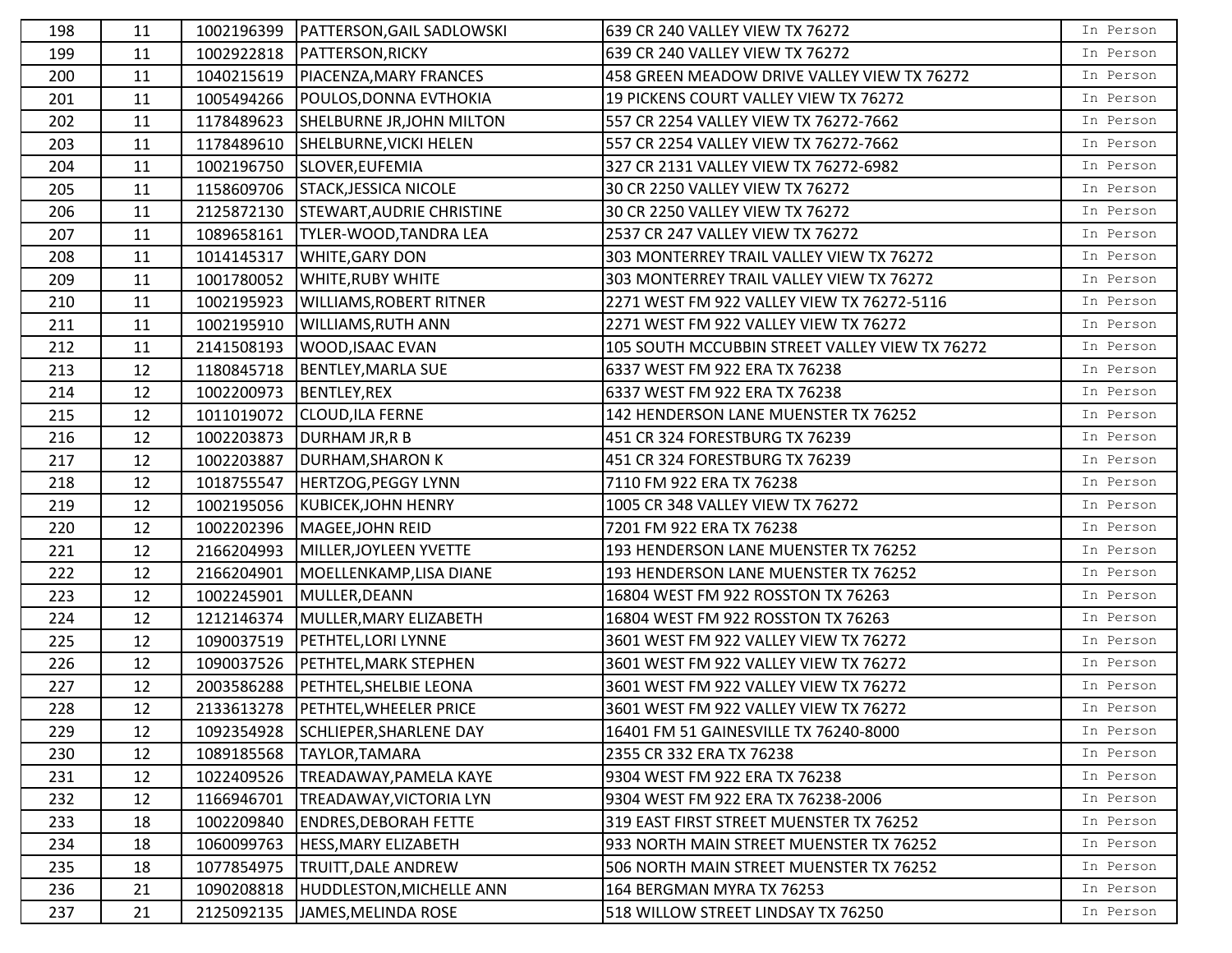| | | | | | |
|---|---|---|---|---|---|
| 198 | 11 | 1002196399 | PATTERSON,GAIL SADLOWSKI | 639 CR 240 VALLEY VIEW TX 76272 | In Person |
| 199 | 11 | 1002922818 | PATTERSON,RICKY | 639 CR 240 VALLEY VIEW TX 76272 | In Person |
| 200 | 11 | 1040215619 | PIACENZA,MARY FRANCES | 458 GREEN MEADOW DRIVE VALLEY VIEW TX 76272 | In Person |
| 201 | 11 | 1005494266 | POULOS,DONNA EVTHOKIA | 19 PICKENS COURT VALLEY VIEW TX 76272 | In Person |
| 202 | 11 | 1178489623 | SHELBURNE JR,JOHN MILTON | 557 CR 2254 VALLEY VIEW TX 76272-7662 | In Person |
| 203 | 11 | 1178489610 | SHELBURNE,VICKI HELEN | 557 CR 2254 VALLEY VIEW TX 76272-7662 | In Person |
| 204 | 11 | 1002196750 | SLOVER,EUFEMIA | 327 CR 2131 VALLEY VIEW TX 76272-6982 | In Person |
| 205 | 11 | 1158609706 | STACK,JESSICA NICOLE | 30 CR 2250 VALLEY VIEW TX 76272 | In Person |
| 206 | 11 | 2125872130 | STEWART,AUDRIE CHRISTINE | 30 CR 2250 VALLEY VIEW TX 76272 | In Person |
| 207 | 11 | 1089658161 | TYLER-WOOD,TANDRA LEA | 2537 CR 247 VALLEY VIEW TX 76272 | In Person |
| 208 | 11 | 1014145317 | WHITE,GARY DON | 303 MONTERREY TRAIL VALLEY VIEW TX 76272 | In Person |
| 209 | 11 | 1001780052 | WHITE,RUBY WHITE | 303 MONTERREY TRAIL VALLEY VIEW TX 76272 | In Person |
| 210 | 11 | 1002195923 | WILLIAMS,ROBERT RITNER | 2271 WEST FM 922 VALLEY VIEW TX 76272-5116 | In Person |
| 211 | 11 | 1002195910 | WILLIAMS,RUTH ANN | 2271 WEST FM 922 VALLEY VIEW TX 76272 | In Person |
| 212 | 11 | 2141508193 | WOOD,ISAAC EVAN | 105 SOUTH MCCUBBIN STREET VALLEY VIEW TX 76272 | In Person |
| 213 | 12 | 1180845718 | BENTLEY,MARLA SUE | 6337 WEST FM 922 ERA TX 76238 | In Person |
| 214 | 12 | 1002200973 | BENTLEY,REX | 6337 WEST FM 922 ERA TX 76238 | In Person |
| 215 | 12 | 1011019072 | CLOUD,ILA FERNE | 142 HENDERSON LANE MUENSTER TX 76252 | In Person |
| 216 | 12 | 1002203873 | DURHAM JR,R B | 451 CR 324 FORESTBURG TX 76239 | In Person |
| 217 | 12 | 1002203887 | DURHAM,SHARON K | 451 CR 324 FORESTBURG TX 76239 | In Person |
| 218 | 12 | 1018755547 | HERTZOG,PEGGY LYNN | 7110 FM 922 ERA TX 76238 | In Person |
| 219 | 12 | 1002195056 | KUBICEK,JOHN HENRY | 1005 CR 348 VALLEY VIEW TX 76272 | In Person |
| 220 | 12 | 1002202396 | MAGEE,JOHN REID | 7201 FM 922 ERA TX 76238 | In Person |
| 221 | 12 | 2166204993 | MILLER,JOYLEEN YVETTE | 193 HENDERSON LANE MUENSTER TX 76252 | In Person |
| 222 | 12 | 2166204901 | MOELLENKAMP,LISA DIANE | 193 HENDERSON LANE MUENSTER TX 76252 | In Person |
| 223 | 12 | 1002245901 | MULLER,DEANN | 16804 WEST FM 922 ROSSTON TX 76263 | In Person |
| 224 | 12 | 1212146374 | MULLER,MARY ELIZABETH | 16804 WEST FM 922 ROSSTON TX 76263 | In Person |
| 225 | 12 | 1090037519 | PETHTEL,LORI LYNNE | 3601 WEST FM 922 VALLEY VIEW TX 76272 | In Person |
| 226 | 12 | 1090037526 | PETHTEL,MARK STEPHEN | 3601 WEST FM 922 VALLEY VIEW TX 76272 | In Person |
| 227 | 12 | 2003586288 | PETHTEL,SHELBIE LEONA | 3601 WEST FM 922 VALLEY VIEW TX 76272 | In Person |
| 228 | 12 | 2133613278 | PETHTEL,WHEELER PRICE | 3601 WEST FM 922 VALLEY VIEW TX 76272 | In Person |
| 229 | 12 | 1092354928 | SCHLIEPER,SHARLENE DAY | 16401 FM 51 GAINESVILLE TX 76240-8000 | In Person |
| 230 | 12 | 1089185568 | TAYLOR,TAMARA | 2355 CR 332 ERA TX 76238 | In Person |
| 231 | 12 | 1022409526 | TREADAWAY,PAMELA KAYE | 9304 WEST FM 922 ERA TX 76238 | In Person |
| 232 | 12 | 1166946701 | TREADAWAY,VICTORIA LYN | 9304 WEST FM 922 ERA TX 76238-2006 | In Person |
| 233 | 18 | 1002209840 | ENDRES,DEBORAH FETTE | 319 EAST FIRST STREET MUENSTER TX 76252 | In Person |
| 234 | 18 | 1060099763 | HESS,MARY ELIZABETH | 933 NORTH MAIN STREET MUENSTER TX 76252 | In Person |
| 235 | 18 | 1077854975 | TRUITT,DALE ANDREW | 506 NORTH MAIN STREET MUENSTER TX 76252 | In Person |
| 236 | 21 | 1090208818 | HUDDLESTON,MICHELLE ANN | 164 BERGMAN MYRA TX 76253 | In Person |
| 237 | 21 | 2125092135 | JAMES,MELINDA ROSE | 518 WILLOW STREET LINDSAY TX 76250 | In Person |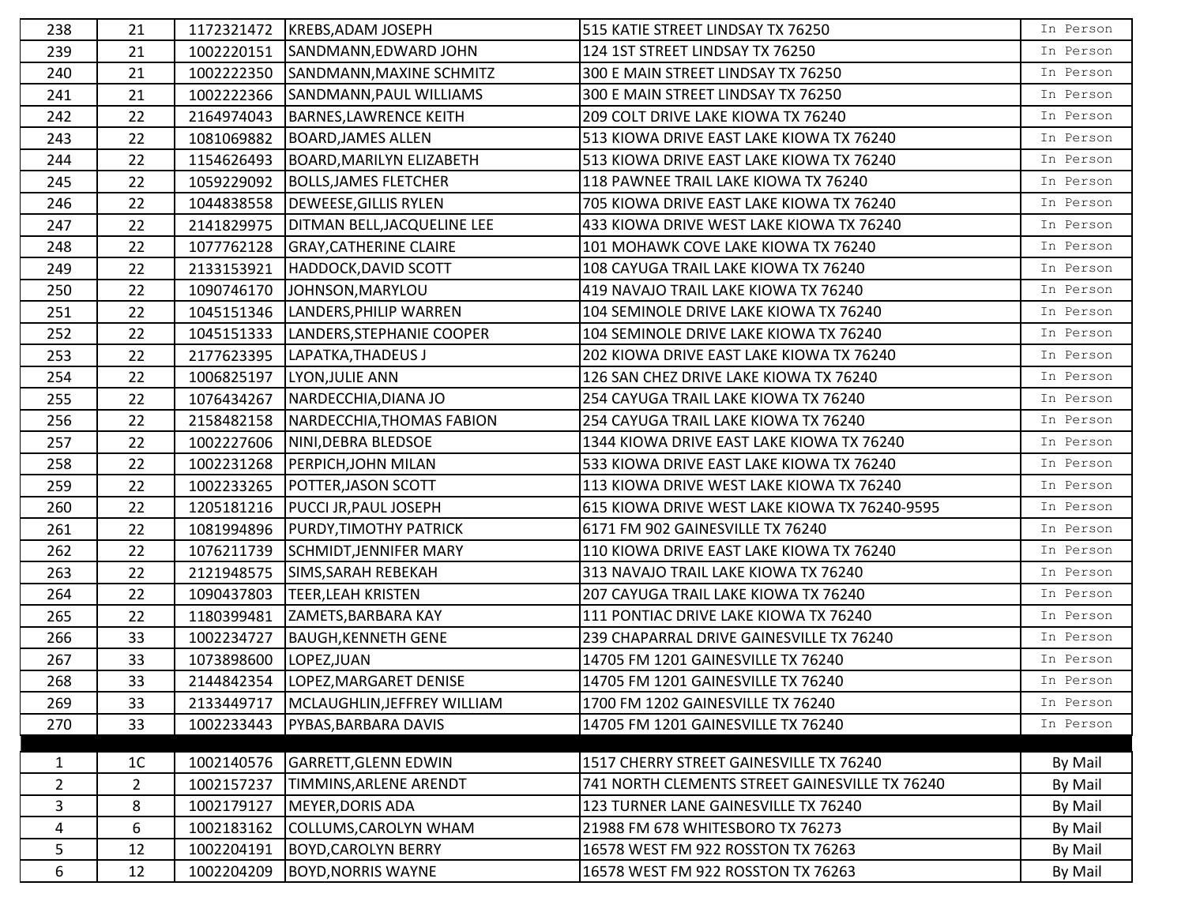| | | | | | |
|---|---|---|---|---|---|
| 238 | 21 | 1172321472 | KREBS,ADAM JOSEPH | 515 KATIE STREET LINDSAY TX 76250 | In Person |
| 239 | 21 | 1002220151 | SANDMANN,EDWARD JOHN | 124 1ST STREET LINDSAY TX 76250 | In Person |
| 240 | 21 | 1002222350 | SANDMANN,MAXINE SCHMITZ | 300 E MAIN STREET LINDSAY TX 76250 | In Person |
| 241 | 21 | 1002222366 | SANDMANN,PAUL WILLIAMS | 300 E MAIN STREET LINDSAY TX 76250 | In Person |
| 242 | 22 | 2164974043 | BARNES,LAWRENCE KEITH | 209 COLT DRIVE LAKE KIOWA TX 76240 | In Person |
| 243 | 22 | 1081069882 | BOARD,JAMES ALLEN | 513 KIOWA DRIVE EAST LAKE KIOWA TX 76240 | In Person |
| 244 | 22 | 1154626493 | BOARD,MARILYN ELIZABETH | 513 KIOWA DRIVE EAST LAKE KIOWA TX 76240 | In Person |
| 245 | 22 | 1059229092 | BOLLS,JAMES FLETCHER | 118 PAWNEE TRAIL LAKE KIOWA TX 76240 | In Person |
| 246 | 22 | 1044838558 | DEWEESE,GILLIS RYLEN | 705 KIOWA DRIVE EAST LAKE KIOWA TX 76240 | In Person |
| 247 | 22 | 2141829975 | DITMAN BELL,JACQUELINE LEE | 433 KIOWA DRIVE WEST LAKE KIOWA TX 76240 | In Person |
| 248 | 22 | 1077762128 | GRAY,CATHERINE CLAIRE | 101 MOHAWK COVE LAKE KIOWA TX 76240 | In Person |
| 249 | 22 | 2133153921 | HADDOCK,DAVID SCOTT | 108 CAYUGA TRAIL LAKE KIOWA TX 76240 | In Person |
| 250 | 22 | 1090746170 | JOHNSON,MARYLOU | 419 NAVAJO TRAIL LAKE KIOWA TX 76240 | In Person |
| 251 | 22 | 1045151346 | LANDERS,PHILIP WARREN | 104 SEMINOLE DRIVE LAKE KIOWA TX 76240 | In Person |
| 252 | 22 | 1045151333 | LANDERS,STEPHANIE COOPER | 104 SEMINOLE DRIVE LAKE KIOWA TX 76240 | In Person |
| 253 | 22 | 2177623395 | LAPATKA,THADEUS J | 202 KIOWA DRIVE EAST LAKE KIOWA TX 76240 | In Person |
| 254 | 22 | 1006825197 | LYON,JULIE ANN | 126 SAN CHEZ DRIVE LAKE KIOWA TX 76240 | In Person |
| 255 | 22 | 1076434267 | NARDECCHIA,DIANA JO | 254 CAYUGA TRAIL LAKE KIOWA TX 76240 | In Person |
| 256 | 22 | 2158482158 | NARDECCHIA,THOMAS FABION | 254 CAYUGA TRAIL LAKE KIOWA TX 76240 | In Person |
| 257 | 22 | 1002227606 | NINI,DEBRA BLEDSOE | 1344 KIOWA DRIVE EAST LAKE KIOWA TX 76240 | In Person |
| 258 | 22 | 1002231268 | PERPICH,JOHN MILAN | 533 KIOWA DRIVE EAST LAKE KIOWA TX 76240 | In Person |
| 259 | 22 | 1002233265 | POTTER,JASON SCOTT | 113 KIOWA DRIVE WEST LAKE KIOWA TX 76240 | In Person |
| 260 | 22 | 1205181216 | PUCCI JR,PAUL JOSEPH | 615 KIOWA DRIVE WEST LAKE KIOWA TX 76240-9595 | In Person |
| 261 | 22 | 1081994896 | PURDY,TIMOTHY PATRICK | 6171 FM 902 GAINESVILLE TX 76240 | In Person |
| 262 | 22 | 1076211739 | SCHMIDT,JENNIFER MARY | 110 KIOWA DRIVE EAST LAKE KIOWA TX 76240 | In Person |
| 263 | 22 | 2121948575 | SIMS,SARAH REBEKAH | 313 NAVAJO TRAIL LAKE KIOWA TX 76240 | In Person |
| 264 | 22 | 1090437803 | TEER,LEAH KRISTEN | 207 CAYUGA TRAIL LAKE KIOWA TX 76240 | In Person |
| 265 | 22 | 1180399481 | ZAMETS,BARBARA KAY | 111 PONTIAC DRIVE LAKE KIOWA TX 76240 | In Person |
| 266 | 33 | 1002234727 | BAUGH,KENNETH GENE | 239 CHAPARRAL DRIVE GAINESVILLE TX 76240 | In Person |
| 267 | 33 | 1073898600 | LOPEZ,JUAN | 14705 FM 1201 GAINESVILLE TX 76240 | In Person |
| 268 | 33 | 2144842354 | LOPEZ,MARGARET DENISE | 14705 FM 1201 GAINESVILLE TX 76240 | In Person |
| 269 | 33 | 2133449717 | MCLAUGHLIN,JEFFREY WILLIAM | 1700 FM 1202 GAINESVILLE TX 76240 | In Person |
| 270 | 33 | 1002233443 | PYBAS,BARBARA DAVIS | 14705 FM 1201 GAINESVILLE TX 76240 | In Person |

| | | | | | |
|---|---|---|---|---|---|
| 1 | 1C | 1002140576 | GARRETT,GLENN EDWIN | 1517 CHERRY STREET GAINESVILLE TX 76240 | By Mail |
| 2 | 2 | 1002157237 | TIMMINS,ARLENE ARENDT | 741 NORTH CLEMENTS STREET GAINESVILLE TX 76240 | By Mail |
| 3 | 8 | 1002179127 | MEYER,DORIS ADA | 123 TURNER LANE GAINESVILLE TX 76240 | By Mail |
| 4 | 6 | 1002183162 | COLLUMS,CAROLYN WHAM | 21988 FM 678 WHITESBORO TX 76273 | By Mail |
| 5 | 12 | 1002204191 | BOYD,CAROLYN BERRY | 16578 WEST FM 922 ROSSTON TX 76263 | By Mail |
| 6 | 12 | 1002204209 | BOYD,NORRIS WAYNE | 16578 WEST FM 922 ROSSTON TX 76263 | By Mail |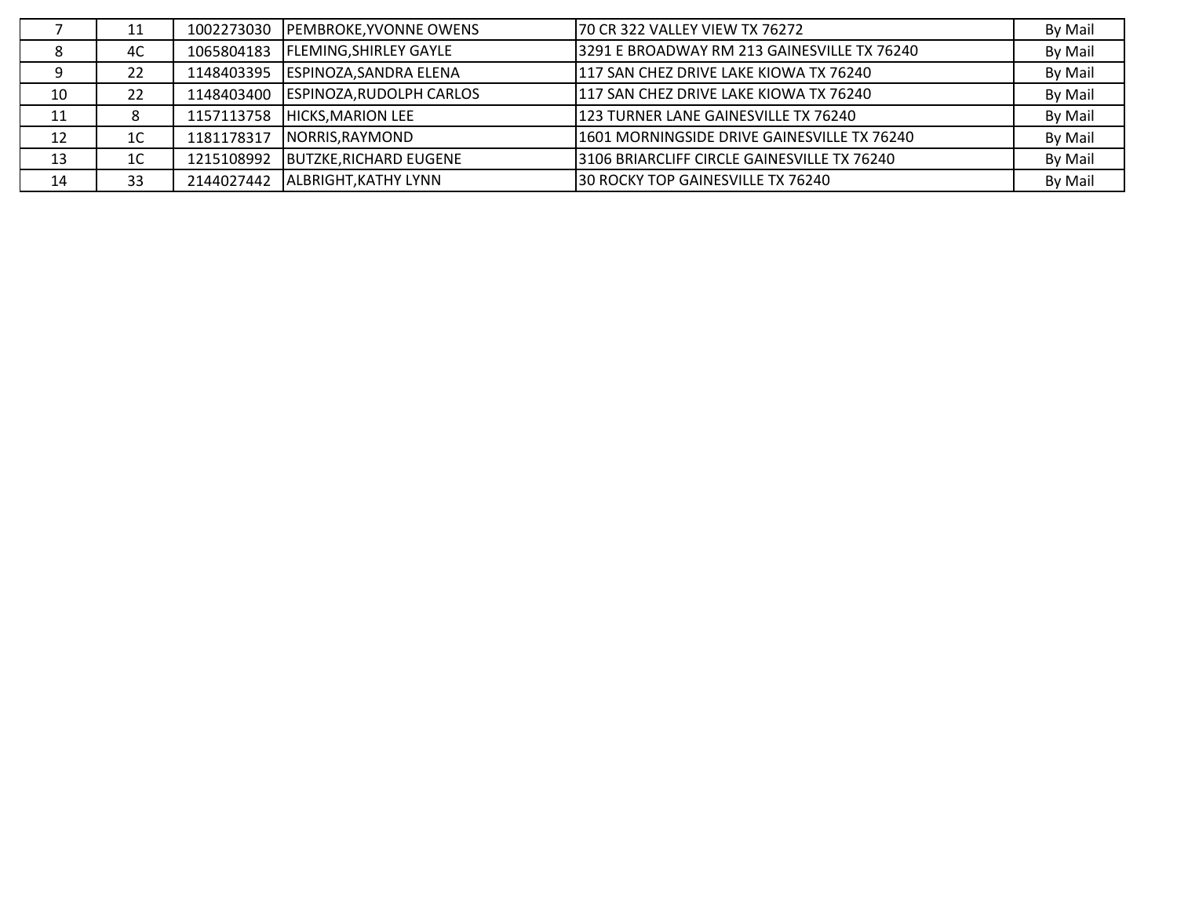| | | | | | |
|---|---|---|---|---|---|
| 7 | 11 | 1002273030 | PEMBROKE,YVONNE OWENS | 70 CR 322 VALLEY VIEW TX 76272 | By Mail |
| 8 | 4C | 1065804183 | FLEMING,SHIRLEY GAYLE | 3291 E BROADWAY RM 213 GAINESVILLE TX 76240 | By Mail |
| 9 | 22 | 1148403395 | ESPINOZA,SANDRA ELENA | 117 SAN CHEZ DRIVE LAKE KIOWA TX 76240 | By Mail |
| 10 | 22 | 1148403400 | ESPINOZA,RUDOLPH CARLOS | 117 SAN CHEZ DRIVE LAKE KIOWA TX 76240 | By Mail |
| 11 | 8 | 1157113758 | HICKS,MARION LEE | 123 TURNER LANE GAINESVILLE TX 76240 | By Mail |
| 12 | 1C | 1181178317 | NORRIS,RAYMOND | 1601 MORNINGSIDE DRIVE GAINESVILLE TX 76240 | By Mail |
| 13 | 1C | 1215108992 | BUTZKE,RICHARD EUGENE | 3106 BRIARCLIFF CIRCLE GAINESVILLE TX 76240 | By Mail |
| 14 | 33 | 2144027442 | ALBRIGHT,KATHY LYNN | 30 ROCKY TOP GAINESVILLE TX 76240 | By Mail |